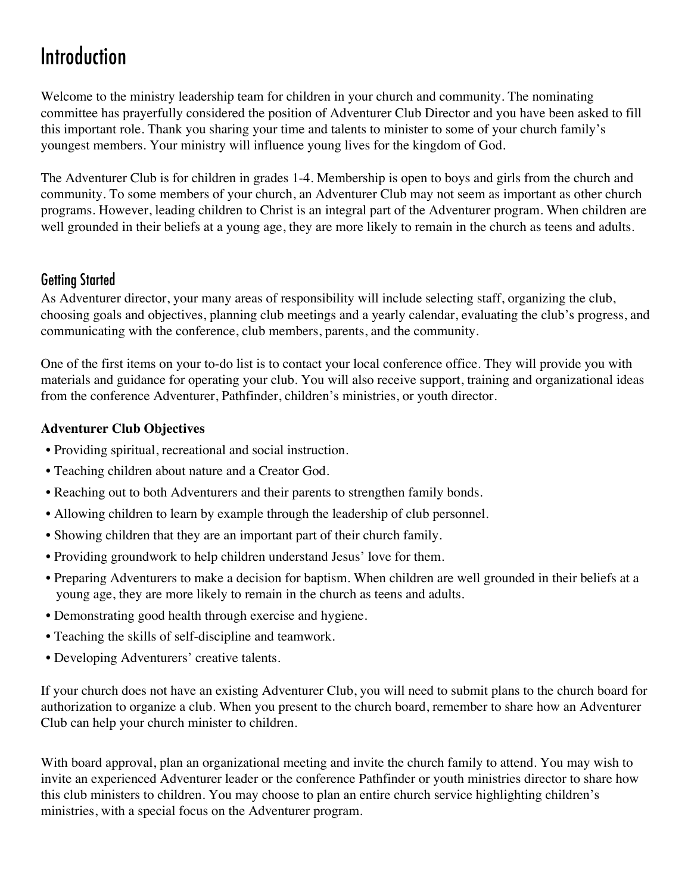# Introduction

Welcome to the ministry leadership team for children in your church and community. The nominating committee has prayerfully considered the position of Adventurer Club Director and you have been asked to fill this important role. Thank you sharing your time and talents to minister to some of your church family's youngest members. Your ministry will influence young lives for the kingdom of God.

The Adventurer Club is for children in grades 1-4. Membership is open to boys and girls from the church and community. To some members of your church, an Adventurer Club may not seem as important as other church programs. However, leading children to Christ is an integral part of the Adventurer program. When children are well grounded in their beliefs at a young age, they are more likely to remain in the church as teens and adults.

## Getting Started

As Adventurer director, your many areas of responsibility will include selecting staff, organizing the club, choosing goals and objectives, planning club meetings and a yearly calendar, evaluating the club's progress, and communicating with the conference, club members, parents, and the community.

One of the first items on your to-do list is to contact your local conference office. They will provide you with materials and guidance for operating your club. You will also receive support, training and organizational ideas from the conference Adventurer, Pathfinder, children's ministries, or youth director.

**Adventurer Club Objectives**

- Providing spiritual, recreational and social instruction.
- Teaching children about nature and a Creator God.
- Reaching out to both Adventurers and their parents to strengthen family bonds.
- Allowing children to learn by example through the leadership of club personnel.
- Showing children that they are an important part of their church family.
- Providing groundwork to help children understand Jesus' love for them.
- Preparing Adventurers to make a decision for baptism. When children are well grounded in their beliefs at a young age, they are more likely to remain in the church as teens and adults.
- Demonstrating good health through exercise and hygiene.
- Teaching the skills of self-discipline and teamwork.
- Developing Adventurers' creative talents.

If your church does not have an existing Adventurer Club, you will need to submit plans to the church board for authorization to organize a club. When you present to the church board, remember to share how an Adventurer Club can help your church minister to children.

With board approval, plan an organizational meeting and invite the church family to attend. You may wish to invite an experienced Adventurer leader or the conference Pathfinder or youth ministries director to share how this club ministers to children. You may choose to plan an entire church service highlighting children's ministries, with a special focus on the Adventurer program.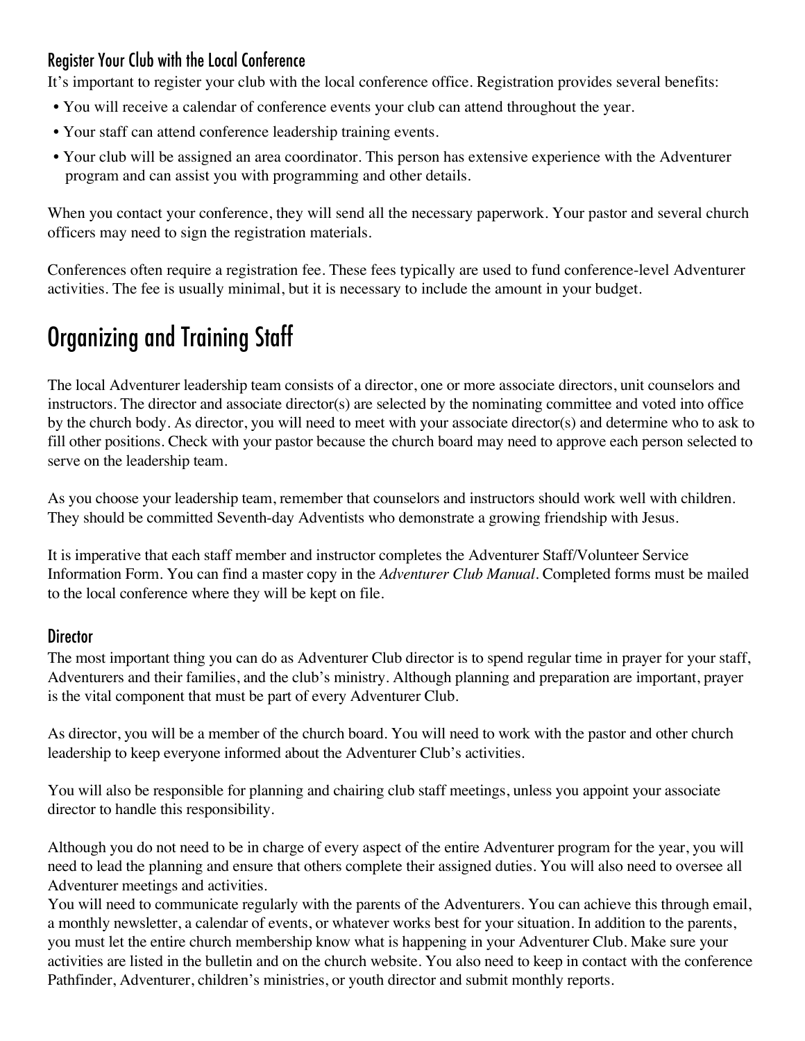### Register Your Club with the Local Conference

It's important to register your club with the local conference office. Registration provides several benefits:

- You will receive a calendar of conference events your club can attend throughout the year.
- Your staff can attend conference leadership training events.
- Your club will be assigned an area coordinator. This person has extensive experience with the Adventurer program and can assist you with programming and other details.

When you contact your conference, they will send all the necessary paperwork. Your pastor and several church officers may need to sign the registration materials.

Conferences often require a registration fee. These fees typically are used to fund conference-level Adventurer activities. The fee is usually minimal, but it is necessary to include the amount in your budget.

## Organizing and Training Staff

The local Adventurer leadership team consists of a director, one or more associate directors, unit counselors and instructors. The director and associate director(s) are selected by the nominating committee and voted into office by the church body. As director, you will need to meet with your associate director(s) and determine who to ask to fill other positions. Check with your pastor because the church board may need to approve each person selected to serve on the leadership team.

As you choose your leadership team, remember that counselors and instructors should work well with children. They should be committed Seventh-day Adventists who demonstrate a growing friendship with Jesus.

It is imperative that each staff member and instructor completes the Adventurer Staff/Volunteer Service Information Form. You can find a master copy in the *Adventurer Club Manual*. Completed forms must be mailed to the local conference where they will be kept on file.

### Director

The most important thing you can do as Adventurer Club director is to spend regular time in prayer for your staff, Adventurers and their families, and the club's ministry. Although planning and preparation are important, prayer is the vital component that must be part of every Adventurer Club.

As director, you will be a member of the church board. You will need to work with the pastor and other church leadership to keep everyone informed about the Adventurer Club's activities.

You will also be responsible for planning and chairing club staff meetings, unless you appoint your associate director to handle this responsibility.

Although you do not need to be in charge of every aspect of the entire Adventurer program for the year, you will need to lead the planning and ensure that others complete their assigned duties. You will also need to oversee all Adventurer meetings and activities.

You will need to communicate regularly with the parents of the Adventurers. You can achieve this through email, a monthly newsletter, a calendar of events, or whatever works best for your situation. In addition to the parents, you must let the entire church membership know what is happening in your Adventurer Club. Make sure your activities are listed in the bulletin and on the church website. You also need to keep in contact with the conference Pathfinder, Adventurer, children's ministries, or youth director and submit monthly reports.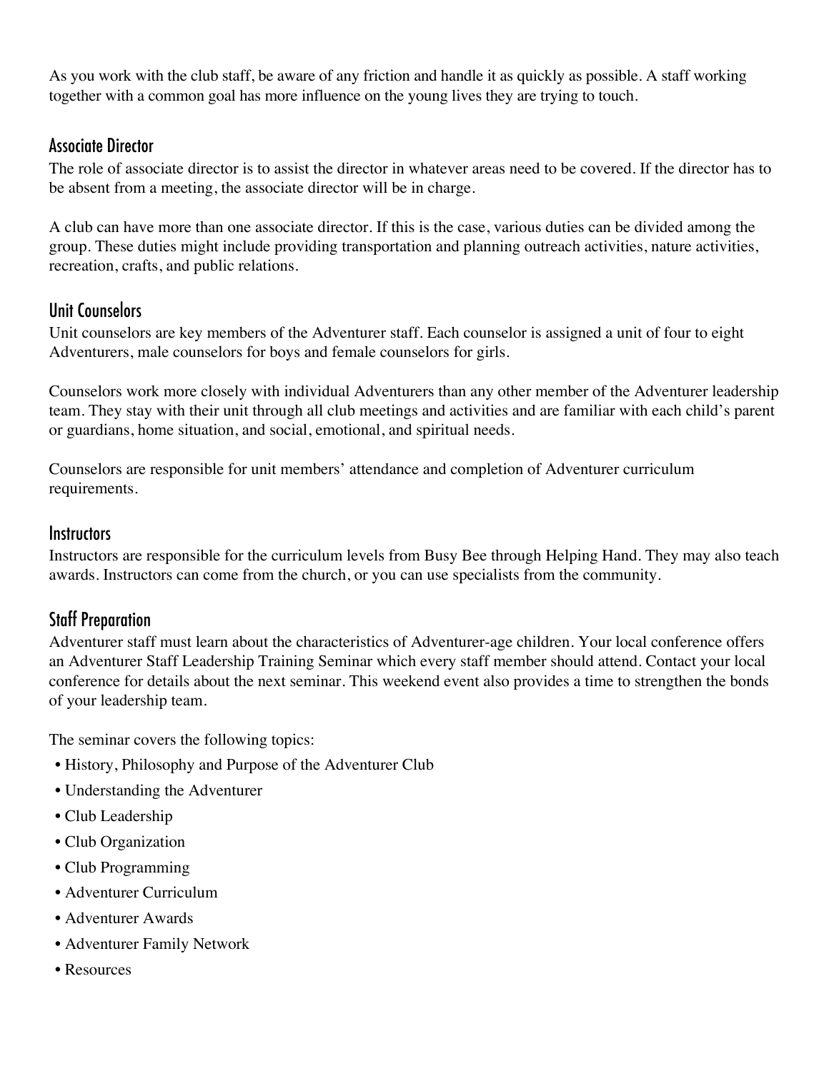As you work with the club staff, be aware of any friction and handle it as quickly as possible. A staff working together with a common goal has more influence on the young lives they are trying to touch.

## Associate Director

The role of associate director is to assist the director in whatever areas need to be covered. If the director has to be absent from a meeting, the associate director will be in charge.

A club can have more than one associate director. If this is the case, various duties can be divided among the group. These duties might include providing transportation and planning outreach activities, nature activities, recreation, crafts, and public relations.

## Unit Counselors

Unit counselors are key members of the Adventurer staff. Each counselor is assigned a unit of four to eight Adventurers, male counselors for boys and female counselors for girls.

Counselors work more closely with individual Adventurers than any other member of the Adventurer leadership team. They stay with their unit through all club meetings and activities and are familiar with each child's parent or guardians, home situation, and social, emotional, and spiritual needs.

Counselors are responsible for unit members' attendance and completion of Adventurer curriculum requirements.

## Instructors

Instructors are responsible for the curriculum levels from Busy Bee through Helping Hand. They may also teach awards. Instructors can come from the church, or you can use specialists from the community.

## Staff Preparation

Adventurer staff must learn about the characteristics of Adventurer-age children. Your local conference offers an Adventurer Staff Leadership Training Seminar which every staff member should attend. Contact your local conference for details about the next seminar. This weekend event also provides a time to strengthen the bonds of your leadership team.

The seminar covers the following topics:

- History, Philosophy and Purpose of the Adventurer Club
- Understanding the Adventurer
- Club Leadership
- Club Organization
- Club Programming
- Adventurer Curriculum
- Adventurer Awards
- Adventurer Family Network
- Resources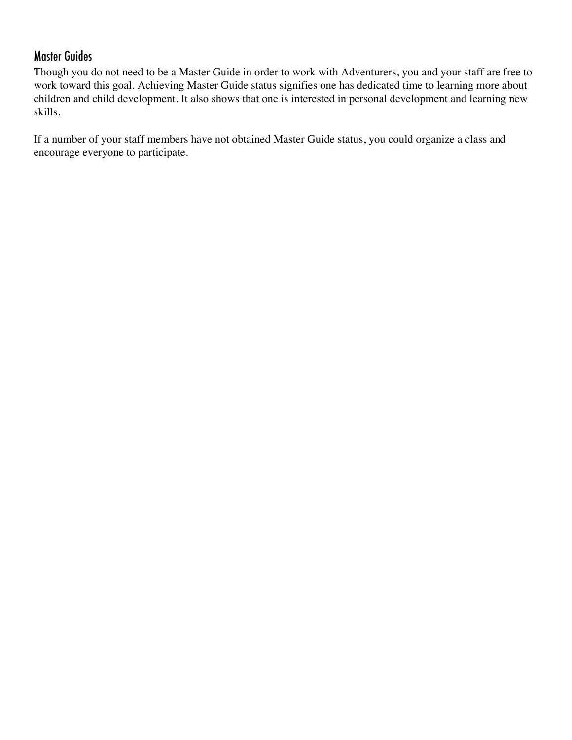## Master Guides

Though you do not need to be a Master Guide in order to work with Adventurers, you and your staff are free to work toward this goal. Achieving Master Guide status signifies one has dedicated time to learning more about children and child development. It also shows that one is interested in personal development and learning new skills.

If a number of your staff members have not obtained Master Guide status, you could organize a class and encourage everyone to participate.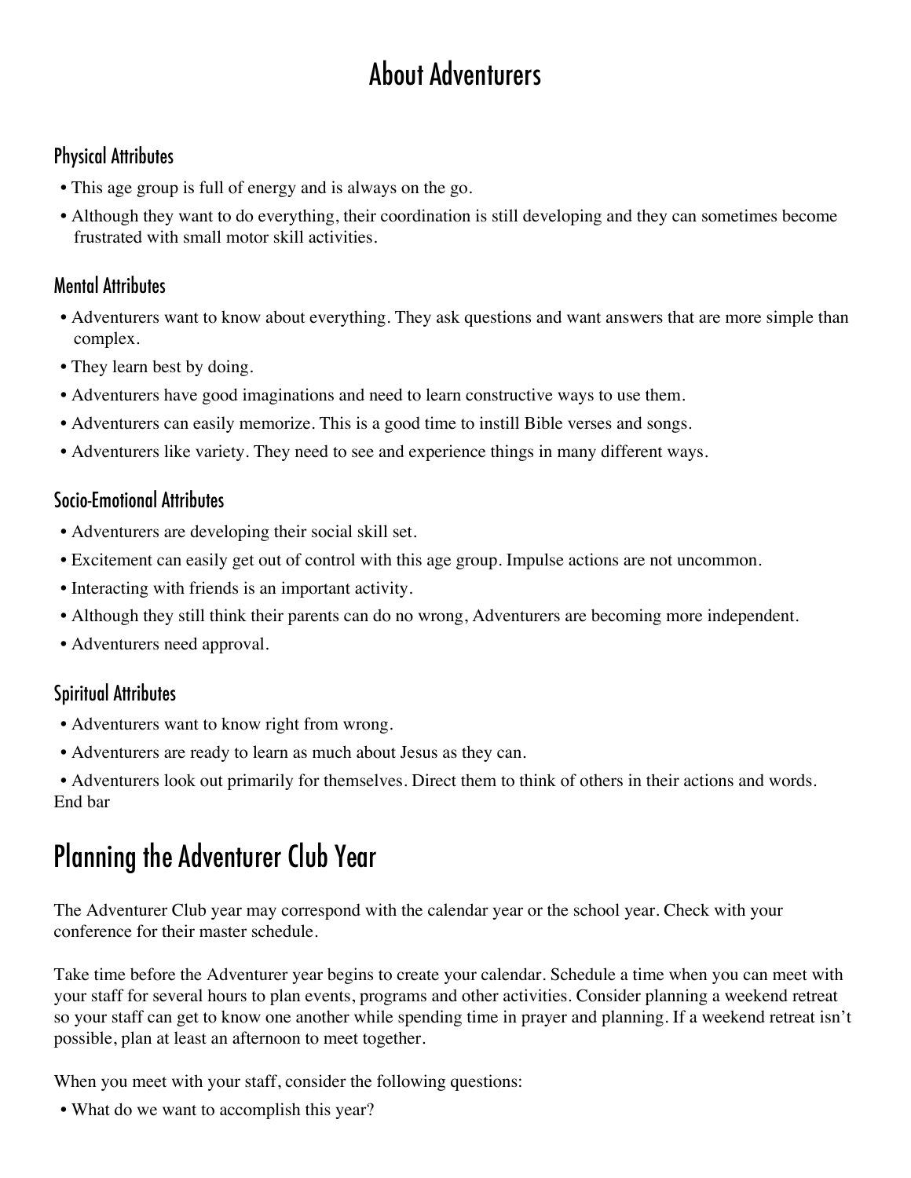# About Adventurers

## Physical Attributes

- This age group is full of energy and is always on the go.
- Although they want to do everything, their coordination is still developing and they can sometimes become frustrated with small motor skill activities.

## Mental Attributes

- Adventurers want to know about everything. They ask questions and want answers that are more simple than complex.
- They learn best by doing.
- Adventurers have good imaginations and need to learn constructive ways to use them.
- Adventurers can easily memorize. This is a good time to instill Bible verses and songs.
- Adventurers like variety. They need to see and experience things in many different ways.

## Socio-Emotional Attributes

- Adventurers are developing their social skill set.
- Excitement can easily get out of control with this age group. Impulse actions are not uncommon.
- Interacting with friends is an important activity.
- Although they still think their parents can do no wrong, Adventurers are becoming more independent.
- Adventurers need approval.

## Spiritual Attributes

- Adventurers want to know right from wrong.
- Adventurers are ready to learn as much about Jesus as they can.
- Adventurers look out primarily for themselves. Direct them to think of others in their actions and words.

End bar

# Planning the Adventurer Club Year

The Adventurer Club year may correspond with the calendar year or the school year. Check with your conference for their master schedule.

Take time before the Adventurer year begins to create your calendar. Schedule a time when you can meet with your staff for several hours to plan events, programs and other activities. Consider planning a weekend retreat so your staff can get to know one another while spending time in prayer and planning. If a weekend retreat isn't possible, plan at least an afternoon to meet together.

When you meet with your staff, consider the following questions:

- What do we want to accomplish this year?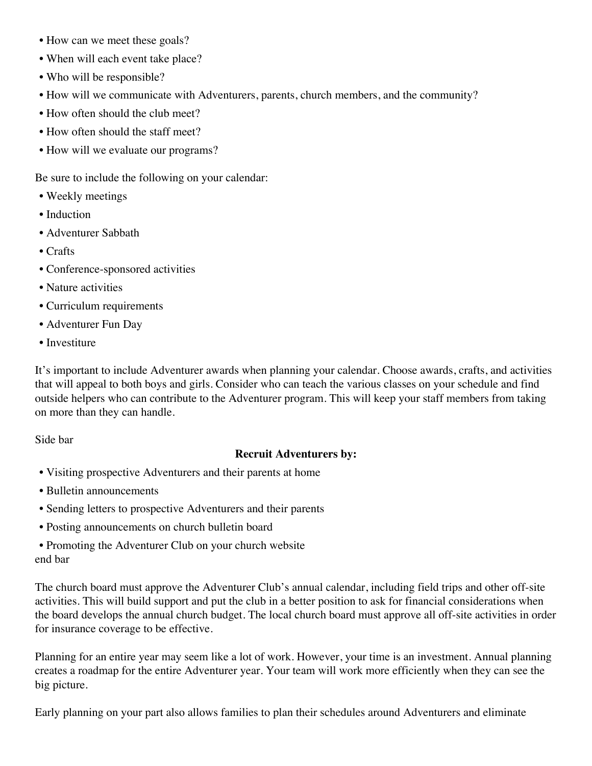- How can we meet these goals?
- When will each event take place?
- Who will be responsible?
- How will we communicate with Adventurers, parents, church members, and the community?
- How often should the club meet?
- How often should the staff meet?
- How will we evaluate our programs?

Be sure to include the following on your calendar:

- Weekly meetings
- Induction
- Adventurer Sabbath
- Crafts
- Conference-sponsored activities
- Nature activities
- Curriculum requirements
- Adventurer Fun Day
- Investiture

It's important to include Adventurer awards when planning your calendar. Choose awards, crafts, and activities that will appeal to both boys and girls. Consider who can teach the various classes on your schedule and find outside helpers who can contribute to the Adventurer program. This will keep your staff members from taking on more than they can handle.

Side bar

**Recruit Adventurers by:**

- Visiting prospective Adventurers and their parents at home
- Bulletin announcements
- Sending letters to prospective Adventurers and their parents
- Posting announcements on church bulletin board
- Promoting the Adventurer Club on your church website

end bar

The church board must approve the Adventurer Club's annual calendar, including field trips and other off-site activities. This will build support and put the club in a better position to ask for financial considerations when the board develops the annual church budget. The local church board must approve all off-site activities in order for insurance coverage to be effective.

Planning for an entire year may seem like a lot of work. However, your time is an investment. Annual planning creates a roadmap for the entire Adventurer year. Your team will work more efficiently when they can see the big picture.

Early planning on your part also allows families to plan their schedules around Adventurers and eliminate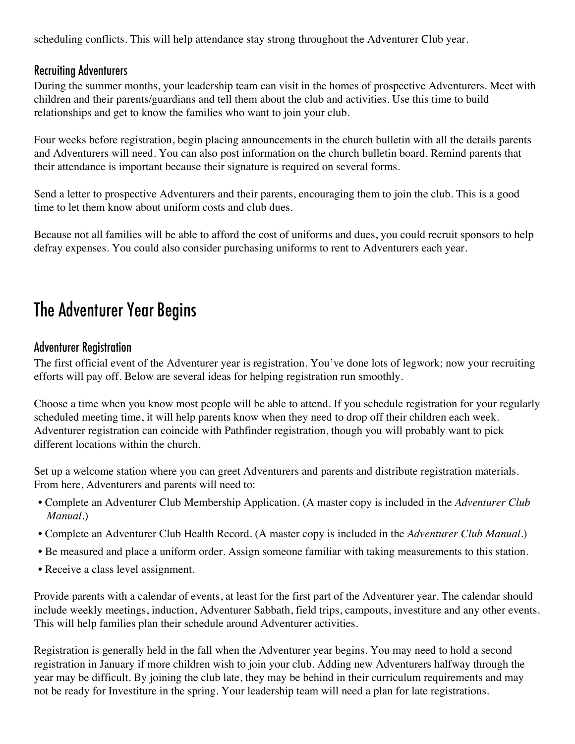scheduling conflicts. This will help attendance stay strong throughout the Adventurer Club year.

### Recruiting Adventurers

During the summer months, your leadership team can visit in the homes of prospective Adventurers. Meet with children and their parents/guardians and tell them about the club and activities. Use this time to build relationships and get to know the families who want to join your club.

Four weeks before registration, begin placing announcements in the church bulletin with all the details parents and Adventurers will need. You can also post information on the church bulletin board. Remind parents that their attendance is important because their signature is required on several forms.

Send a letter to prospective Adventurers and their parents, encouraging them to join the club. This is a good time to let them know about uniform costs and club dues.

Because not all families will be able to afford the cost of uniforms and dues, you could recruit sponsors to help defray expenses. You could also consider purchasing uniforms to rent to Adventurers each year.

## The Adventurer Year Begins

### Adventurer Registration

The first official event of the Adventurer year is registration. You've done lots of legwork; now your recruiting efforts will pay off. Below are several ideas for helping registration run smoothly.

Choose a time when you know most people will be able to attend. If you schedule registration for your regularly scheduled meeting time, it will help parents know when they need to drop off their children each week. Adventurer registration can coincide with Pathfinder registration, though you will probably want to pick different locations within the church.

Set up a welcome station where you can greet Adventurers and parents and distribute registration materials. From here, Adventurers and parents will need to:

- Complete an Adventurer Club Membership Application. (A master copy is included in the *Adventurer Club Manual*.)
- Complete an Adventurer Club Health Record. (A master copy is included in the *Adventurer Club Manual*.)
- Be measured and place a uniform order. Assign someone familiar with taking measurements to this station.
- Receive a class level assignment.

Provide parents with a calendar of events, at least for the first part of the Adventurer year. The calendar should include weekly meetings, induction, Adventurer Sabbath, field trips, campouts, investiture and any other events. This will help families plan their schedule around Adventurer activities.

Registration is generally held in the fall when the Adventurer year begins. You may need to hold a second registration in January if more children wish to join your club. Adding new Adventurers halfway through the year may be difficult. By joining the club late, they may be behind in their curriculum requirements and may not be ready for Investiture in the spring. Your leadership team will need a plan for late registrations.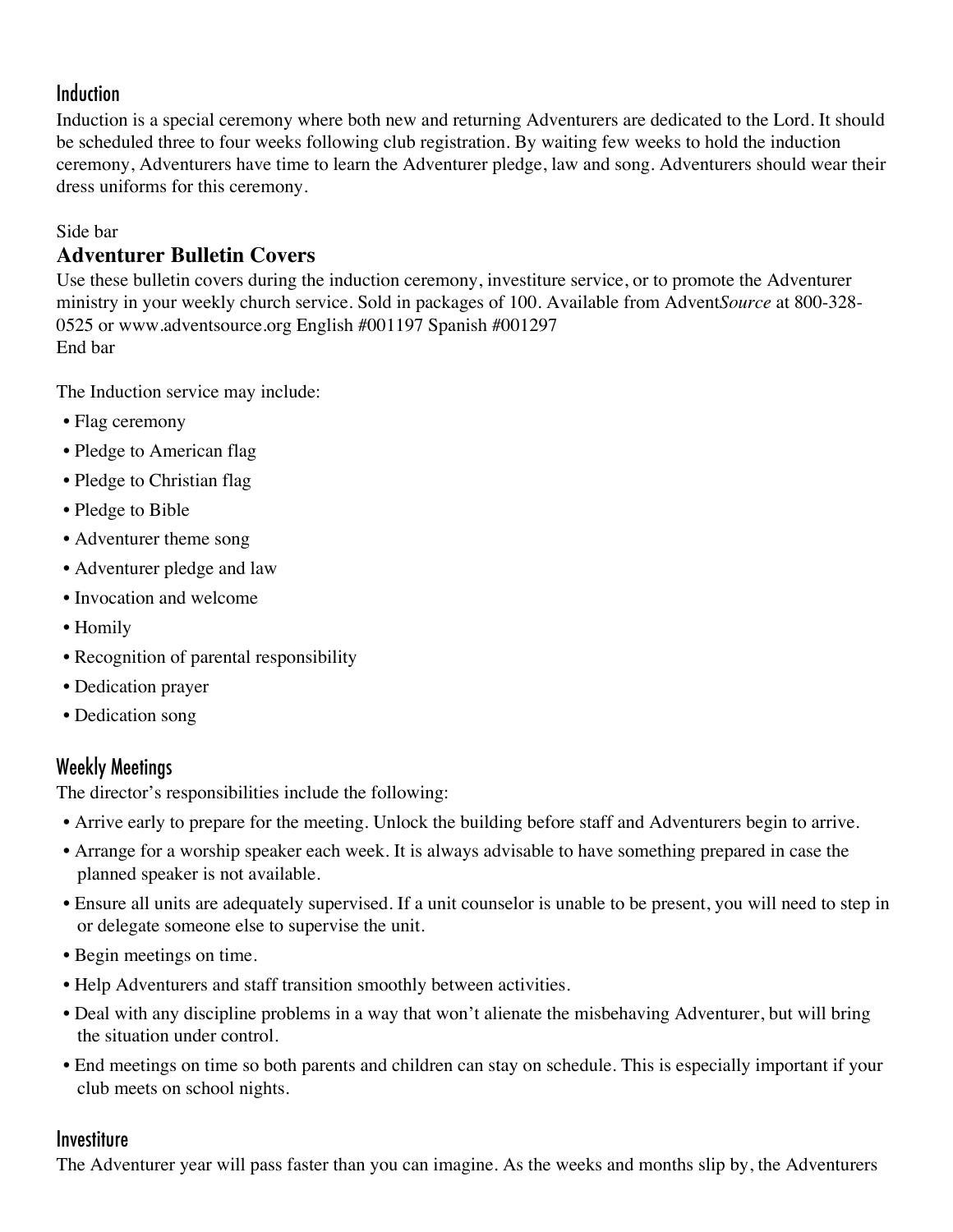## Induction

Induction is a special ceremony where both new and returning Adventurers are dedicated to the Lord. It should be scheduled three to four weeks following club registration. By waiting few weeks to hold the induction ceremony, Adventurers have time to learn the Adventurer pledge, law and song. Adventurers should wear their dress uniforms for this ceremony.

Side bar

### Adventurer Bulletin Covers

Use these bulletin covers during the induction ceremony, investiture service, or to promote the Adventurer ministry in your weekly church service. Sold in packages of 100. Available from Advent*Source* at 800-328-0525 or www.adventsource.org English #001197 Spanish #001297

End bar

The Induction service may include:

- Flag ceremony
- Pledge to American flag
- Pledge to Christian flag
- Pledge to Bible
- Adventurer theme song
- Adventurer pledge and law
- Invocation and welcome
- Homily
- Recognition of parental responsibility
- Dedication prayer
- Dedication song

## Weekly Meetings

The director's responsibilities include the following:

- Arrive early to prepare for the meeting. Unlock the building before staff and Adventurers begin to arrive.
- Arrange for a worship speaker each week. It is always advisable to have something prepared in case the planned speaker is not available.
- Ensure all units are adequately supervised. If a unit counselor is unable to be present, you will need to step in or delegate someone else to supervise the unit.
- Begin meetings on time.
- Help Adventurers and staff transition smoothly between activities.
- Deal with any discipline problems in a way that won't alienate the misbehaving Adventurer, but will bring the situation under control.
- End meetings on time so both parents and children can stay on schedule. This is especially important if your club meets on school nights.

## Investiture

The Adventurer year will pass faster than you can imagine. As the weeks and months slip by, the Adventurers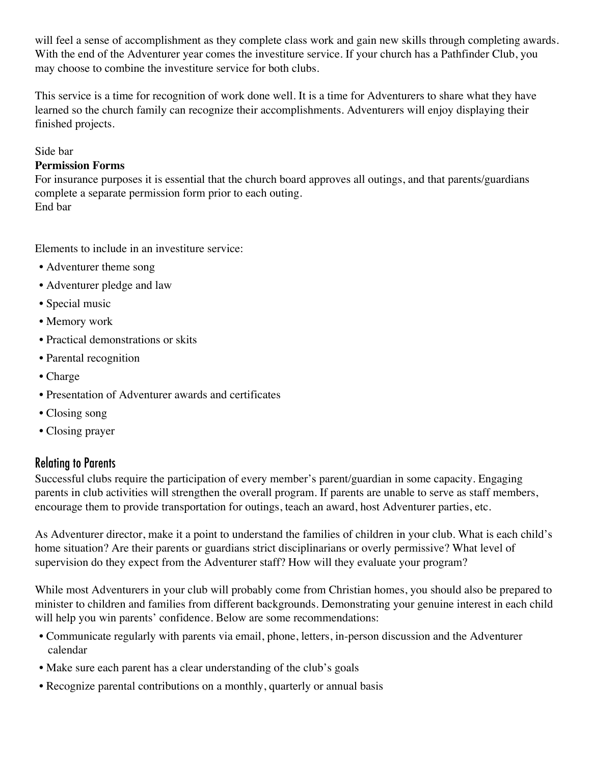will feel a sense of accomplishment as they complete class work and gain new skills through completing awards. With the end of the Adventurer year comes the investiture service. If your church has a Pathfinder Club, you may choose to combine the investiture service for both clubs.

This service is a time for recognition of work done well. It is a time for Adventurers to share what they have learned so the church family can recognize their accomplishments. Adventurers will enjoy displaying their finished projects.

Side bar
**Permission Forms**
For insurance purposes it is essential that the church board approves all outings, and that parents/guardians complete a separate permission form prior to each outing.
End bar

Elements to include in an investiture service:

- Adventurer theme song
- Adventurer pledge and law
- Special music
- Memory work
- Practical demonstrations or skits
- Parental recognition
- Charge
- Presentation of Adventurer awards and certificates
- Closing song
- Closing prayer

## Relating to Parents

Successful clubs require the participation of every member's parent/guardian in some capacity. Engaging parents in club activities will strengthen the overall program. If parents are unable to serve as staff members, encourage them to provide transportation for outings, teach an award, host Adventurer parties, etc.

As Adventurer director, make it a point to understand the families of children in your club. What is each child's home situation? Are their parents or guardians strict disciplinarians or overly permissive? What level of supervision do they expect from the Adventurer staff? How will they evaluate your program?

While most Adventurers in your club will probably come from Christian homes, you should also be prepared to minister to children and families from different backgrounds. Demonstrating your genuine interest in each child will help you win parents' confidence. Below are some recommendations:

- Communicate regularly with parents via email, phone, letters, in-person discussion and the Adventurer calendar
- Make sure each parent has a clear understanding of the club's goals
- Recognize parental contributions on a monthly, quarterly or annual basis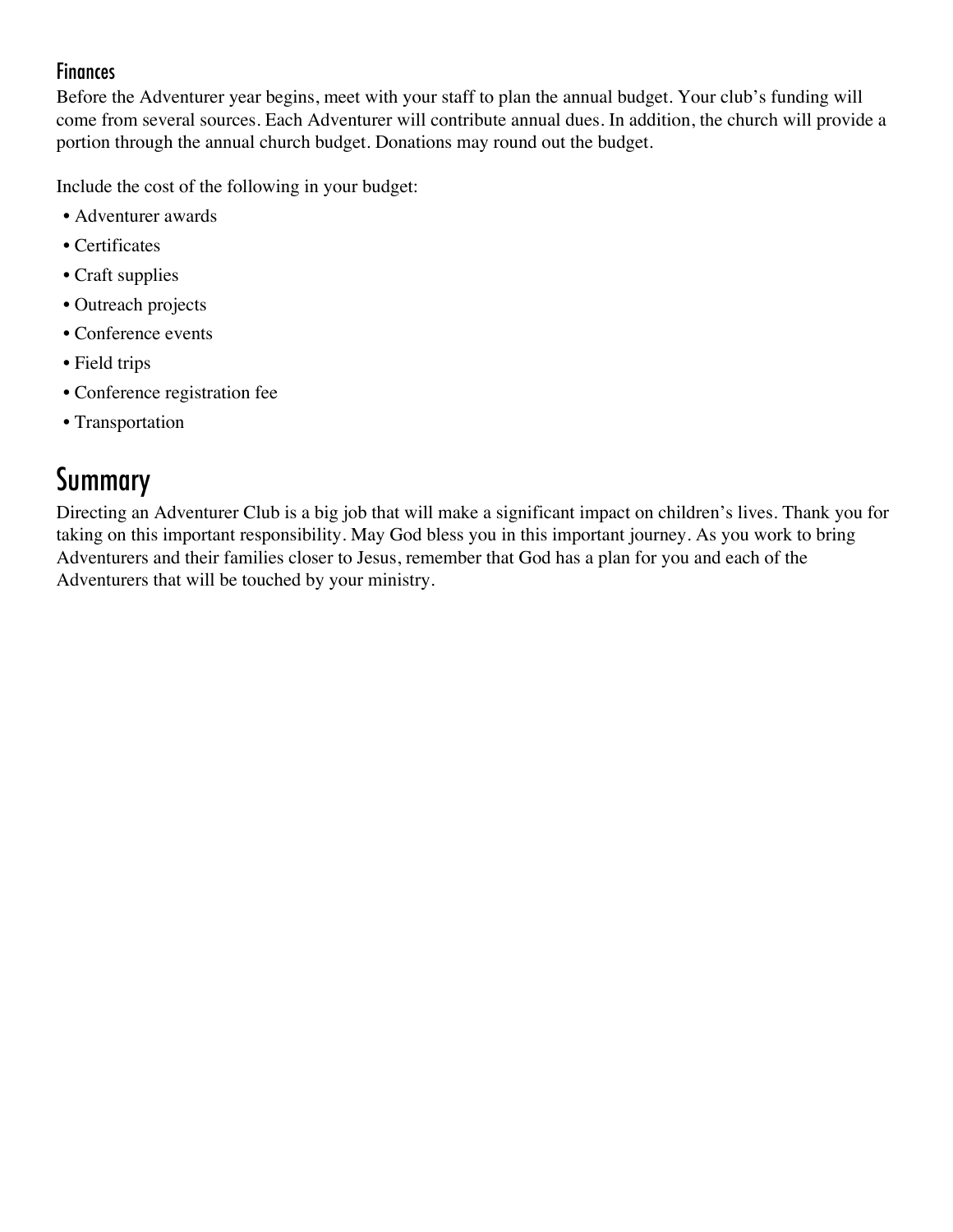### Finances

Before the Adventurer year begins, meet with your staff to plan the annual budget. Your club's funding will come from several sources. Each Adventurer will contribute annual dues. In addition, the church will provide a portion through the annual church budget. Donations may round out the budget.

Include the cost of the following in your budget:

- Adventurer awards
- Certificates
- Craft supplies
- Outreach projects
- Conference events
- Field trips
- Conference registration fee
- Transportation

## Summary

Directing an Adventurer Club is a big job that will make a significant impact on children's lives. Thank you for taking on this important responsibility. May God bless you in this important journey. As you work to bring Adventurers and their families closer to Jesus, remember that God has a plan for you and each of the Adventurers that will be touched by your ministry.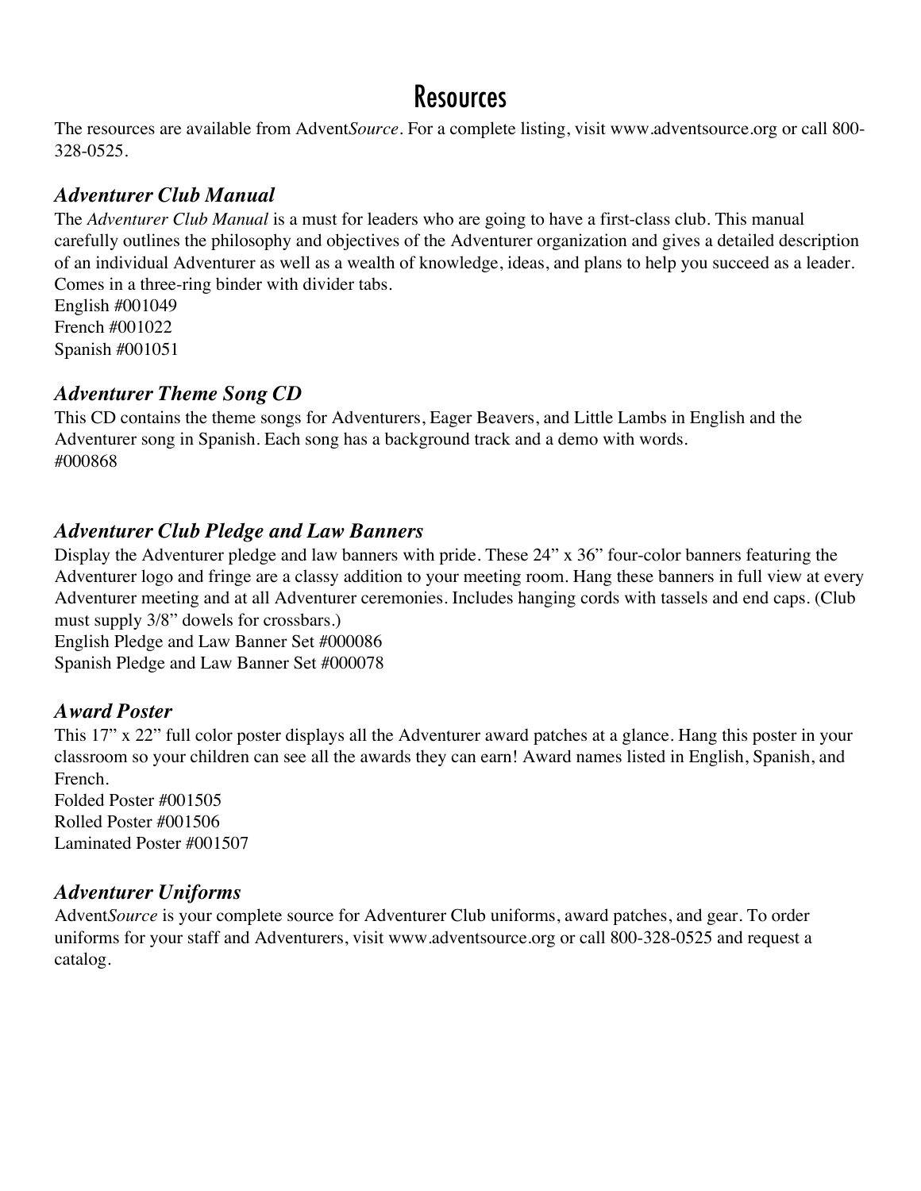# Resources

The resources are available from Advent*Source*. For a complete listing, visit www.adventsource.org or call 800-328-0525.

### *Adventurer Club Manual*

The *Adventurer Club Manual* is a must for leaders who are going to have a first-class club. This manual carefully outlines the philosophy and objectives of the Adventurer organization and gives a detailed description of an individual Adventurer as well as a wealth of knowledge, ideas, and plans to help you succeed as a leader. Comes in a three-ring binder with divider tabs.
English #001049
French #001022
Spanish #001051

### *Adventurer Theme Song CD*

This CD contains the theme songs for Adventurers, Eager Beavers, and Little Lambs in English and the Adventurer song in Spanish. Each song has a background track and a demo with words.
#000868

### *Adventurer Club Pledge and Law Banners*

Display the Adventurer pledge and law banners with pride. These 24" x 36" four-color banners featuring the Adventurer logo and fringe are a classy addition to your meeting room. Hang these banners in full view at every Adventurer meeting and at all Adventurer ceremonies. Includes hanging cords with tassels and end caps. (Club must supply 3/8" dowels for crossbars.)
English Pledge and Law Banner Set #000086
Spanish Pledge and Law Banner Set #000078

### *Award Poster*

This 17" x 22" full color poster displays all the Adventurer award patches at a glance. Hang this poster in your classroom so your children can see all the awards they can earn! Award names listed in English, Spanish, and French.
Folded Poster #001505
Rolled Poster #001506
Laminated Poster #001507

### *Adventurer Uniforms*

Advent*Source* is your complete source for Adventurer Club uniforms, award patches, and gear. To order uniforms for your staff and Adventurers, visit www.adventsource.org or call 800-328-0525 and request a catalog.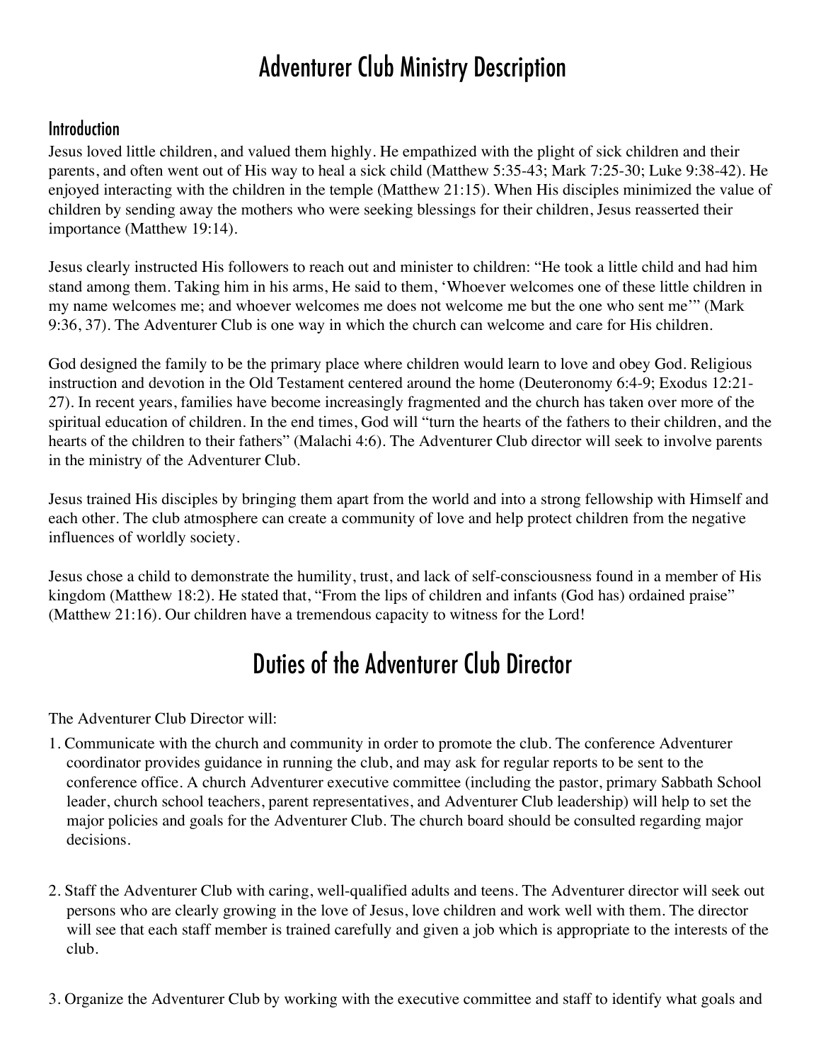# Adventurer Club Ministry Description

## Introduction

Jesus loved little children, and valued them highly. He empathized with the plight of sick children and their parents, and often went out of His way to heal a sick child (Matthew 5:35-43; Mark 7:25-30; Luke 9:38-42). He enjoyed interacting with the children in the temple (Matthew 21:15). When His disciples minimized the value of children by sending away the mothers who were seeking blessings for their children, Jesus reasserted their importance (Matthew 19:14).

Jesus clearly instructed His followers to reach out and minister to children: "He took a little child and had him stand among them. Taking him in his arms, He said to them, 'Whoever welcomes one of these little children in my name welcomes me; and whoever welcomes me does not welcome me but the one who sent me'" (Mark 9:36, 37). The Adventurer Club is one way in which the church can welcome and care for His children.

God designed the family to be the primary place where children would learn to love and obey God. Religious instruction and devotion in the Old Testament centered around the home (Deuteronomy 6:4-9; Exodus 12:21-27). In recent years, families have become increasingly fragmented and the church has taken over more of the spiritual education of children. In the end times, God will "turn the hearts of the fathers to their children, and the hearts of the children to their fathers" (Malachi 4:6). The Adventurer Club director will seek to involve parents in the ministry of the Adventurer Club.

Jesus trained His disciples by bringing them apart from the world and into a strong fellowship with Himself and each other. The club atmosphere can create a community of love and help protect children from the negative influences of worldly society.

Jesus chose a child to demonstrate the humility, trust, and lack of self-consciousness found in a member of His kingdom (Matthew 18:2). He stated that, "From the lips of children and infants (God has) ordained praise" (Matthew 21:16). Our children have a tremendous capacity to witness for the Lord!

# Duties of the Adventurer Club Director

The Adventurer Club Director will:

1. Communicate with the church and community in order to promote the club. The conference Adventurer coordinator provides guidance in running the club, and may ask for regular reports to be sent to the conference office. A church Adventurer executive committee (including the pastor, primary Sabbath School leader, church school teachers, parent representatives, and Adventurer Club leadership) will help to set the major policies and goals for the Adventurer Club. The church board should be consulted regarding major decisions.

2. Staff the Adventurer Club with caring, well-qualified adults and teens. The Adventurer director will seek out persons who are clearly growing in the love of Jesus, love children and work well with them. The director will see that each staff member is trained carefully and given a job which is appropriate to the interests of the club.

3. Organize the Adventurer Club by working with the executive committee and staff to identify what goals and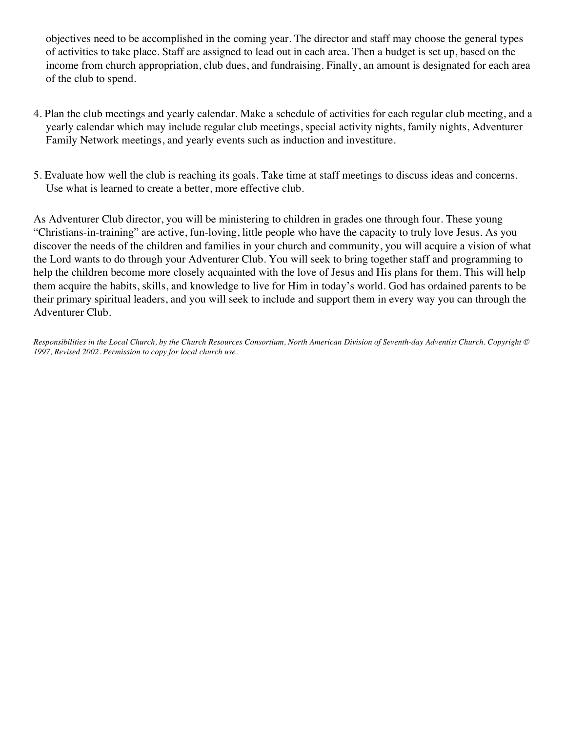objectives need to be accomplished in the coming year. The director and staff may choose the general types of activities to take place. Staff are assigned to lead out in each area. Then a budget is set up, based on the income from church appropriation, club dues, and fundraising. Finally, an amount is designated for each area of the club to spend.

4. Plan the club meetings and yearly calendar. Make a schedule of activities for each regular club meeting, and a yearly calendar which may include regular club meetings, special activity nights, family nights, Adventurer Family Network meetings, and yearly events such as induction and investiture.

5. Evaluate how well the club is reaching its goals. Take time at staff meetings to discuss ideas and concerns. Use what is learned to create a better, more effective club.

As Adventurer Club director, you will be ministering to children in grades one through four. These young "Christians-in-training" are active, fun-loving, little people who have the capacity to truly love Jesus. As you discover the needs of the children and families in your church and community, you will acquire a vision of what the Lord wants to do through your Adventurer Club. You will seek to bring together staff and programming to help the children become more closely acquainted with the love of Jesus and His plans for them. This will help them acquire the habits, skills, and knowledge to live for Him in today's world. God has ordained parents to be their primary spiritual leaders, and you will seek to include and support them in every way you can through the Adventurer Club.

*Responsibilities in the Local Church, by the Church Resources Consortium, North American Division of Seventh-day Adventist Church. Copyright © 1997, Revised 2002. Permission to copy for local church use.*